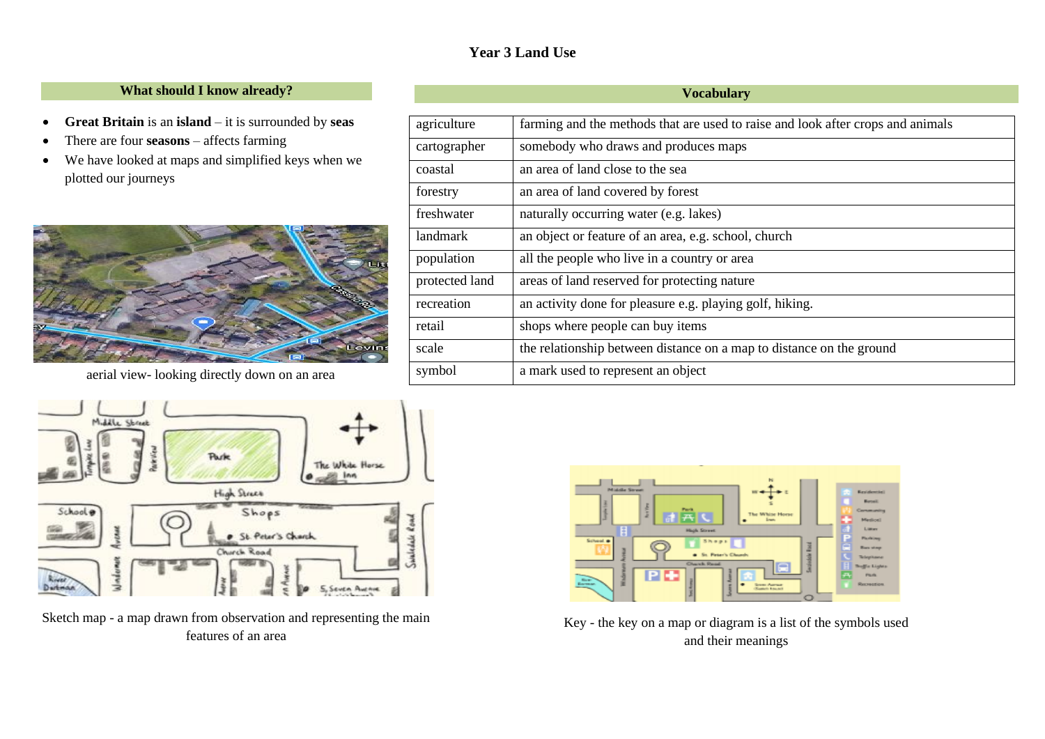# Year 3 Land Use

## What should I know already?

- **Great Britain** is an **island** – it is surrounded by **seas**
- There are four **seasons** – affects farming
- We have looked at maps and simplified keys when we plotted our journeys

aerial view- looking directly down on an area

## Vocabulary

| | |
|---|---|
| agriculture | farming and the methods that are used to raise and look after crops and animals |
| cartographer | somebody who draws and produces maps |
| coastal | an area of land close to the sea |
| forestry | an area of land covered by forest |
| freshwater | naturally occurring water (e.g. lakes) |
| landmark | an object or feature of an area, e.g. school, church |
| population | all the people who live in a country or area |
| protected land | areas of land reserved for protecting nature |
| recreation | an activity done for pleasure e.g. playing golf, hiking. |
| retail | shops where people can buy items |
| scale | the relationship between distance on a map to distance on the ground |
| symbol | a mark used to represent an object |

Sketch map - a map drawn from observation and representing the main features of an area

Key - the key on a map or diagram is a list of the symbols used and their meanings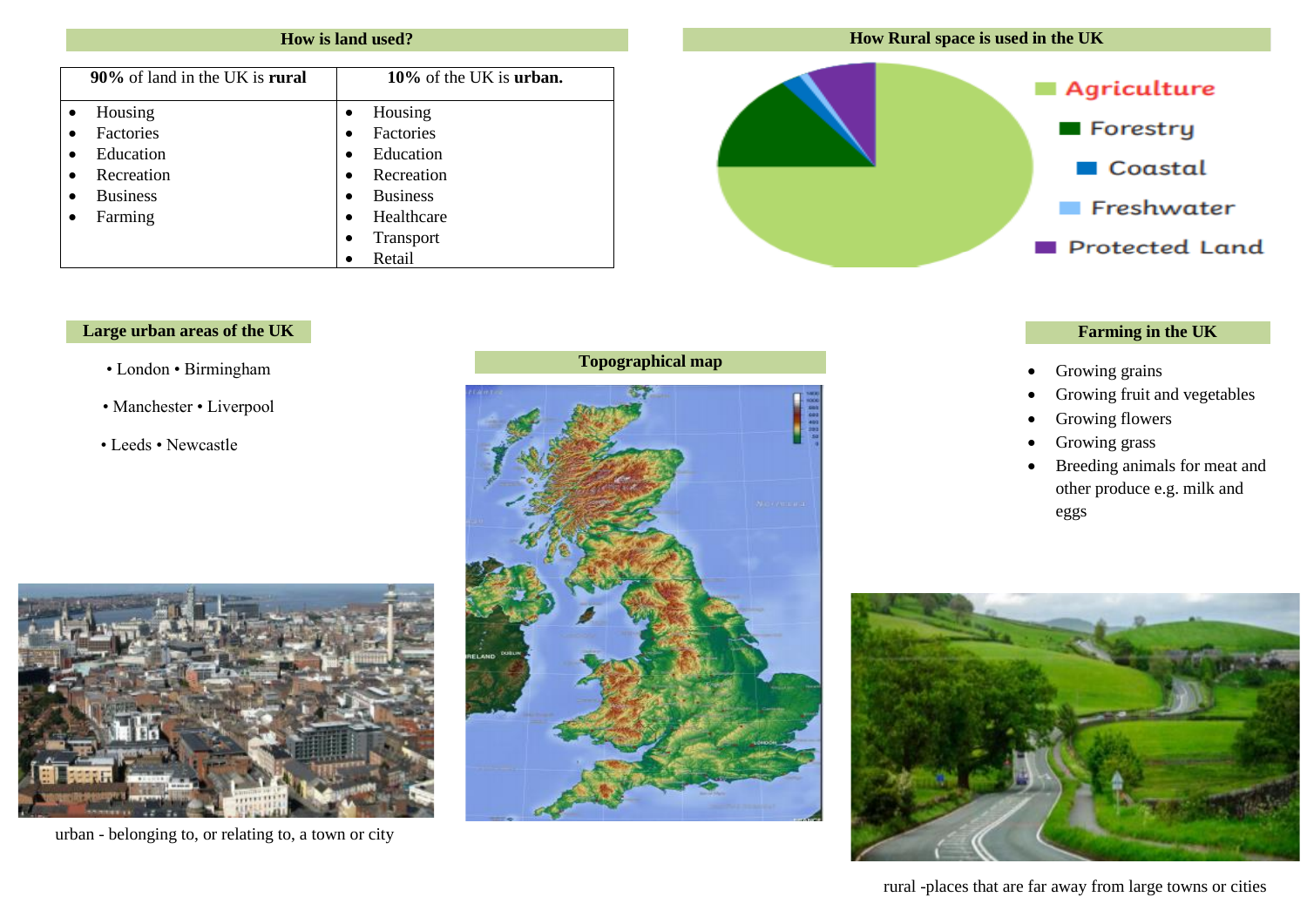## How is land used?

| **90%** of land in the UK is **rural** | **10%** of the UK is **urban.** |
|---|---|
| • Housing<br>• Factories<br>• Education<br>• Recreation<br>• Business<br>• Farming | • Housing<br>• Factories<br>• Education<br>• Recreation<br>• Business<br>• Healthcare<br>• Transport<br>• Retail |

## How Rural space is used in the UK

Agriculture
Forestry
Coastal
Freshwater
Protected Land

## Large urban areas of the UK

• London • Birmingham

• Manchester • Liverpool

• Leeds • Newcastle

## Topographical map

## Farming in the UK

- Growing grains
- Growing fruit and vegetables
- Growing flowers
- Growing grass
- Breeding animals for meat and other produce e.g. milk and eggs

urban - belonging to, or relating to, a town or city

rural -places that are far away from large towns or cities